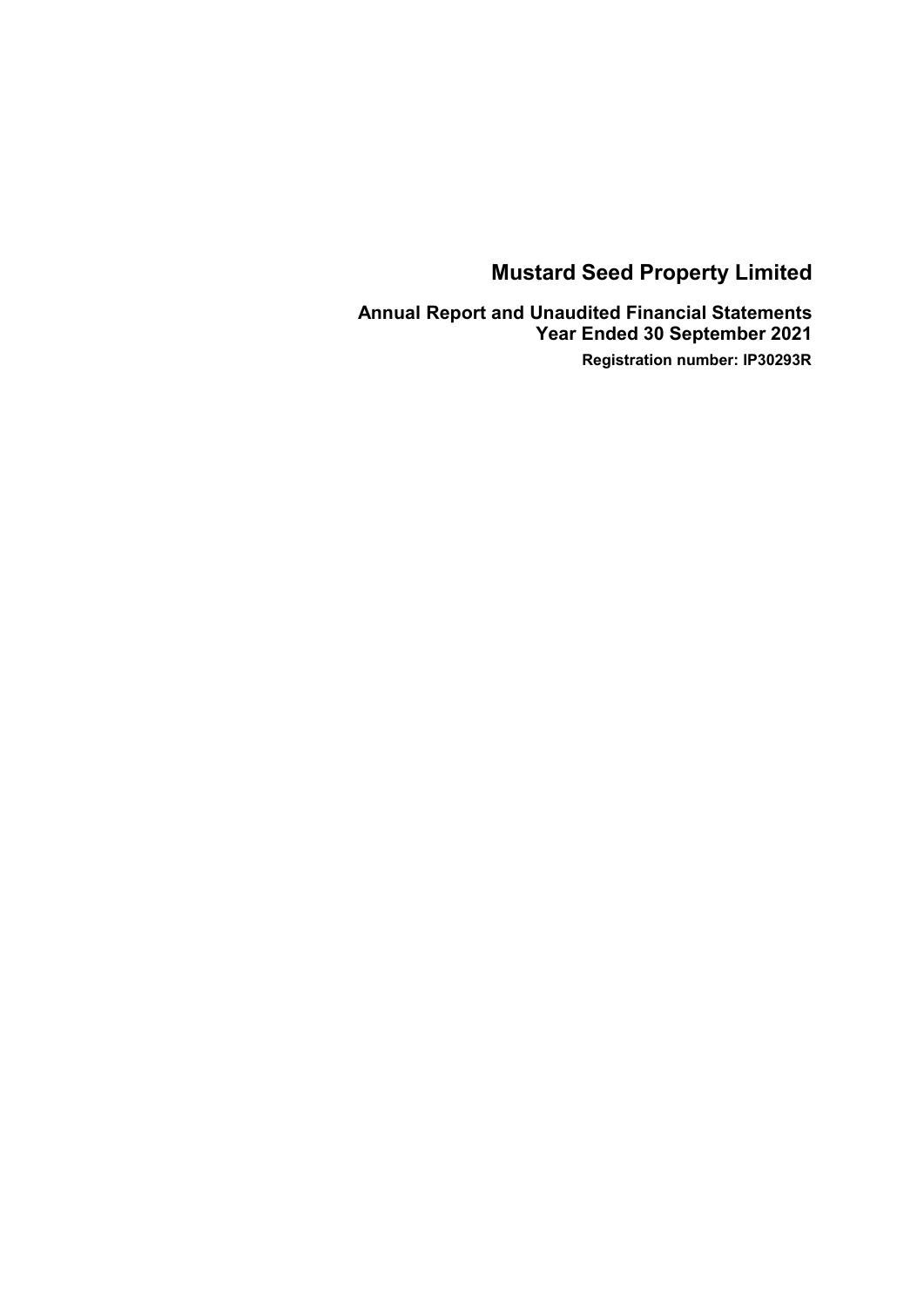# Mustard Seed Property Limited

## Annual Report and Unaudited Financial Statements
## Year Ended 30 September 2021

**Registration number: IP30293R**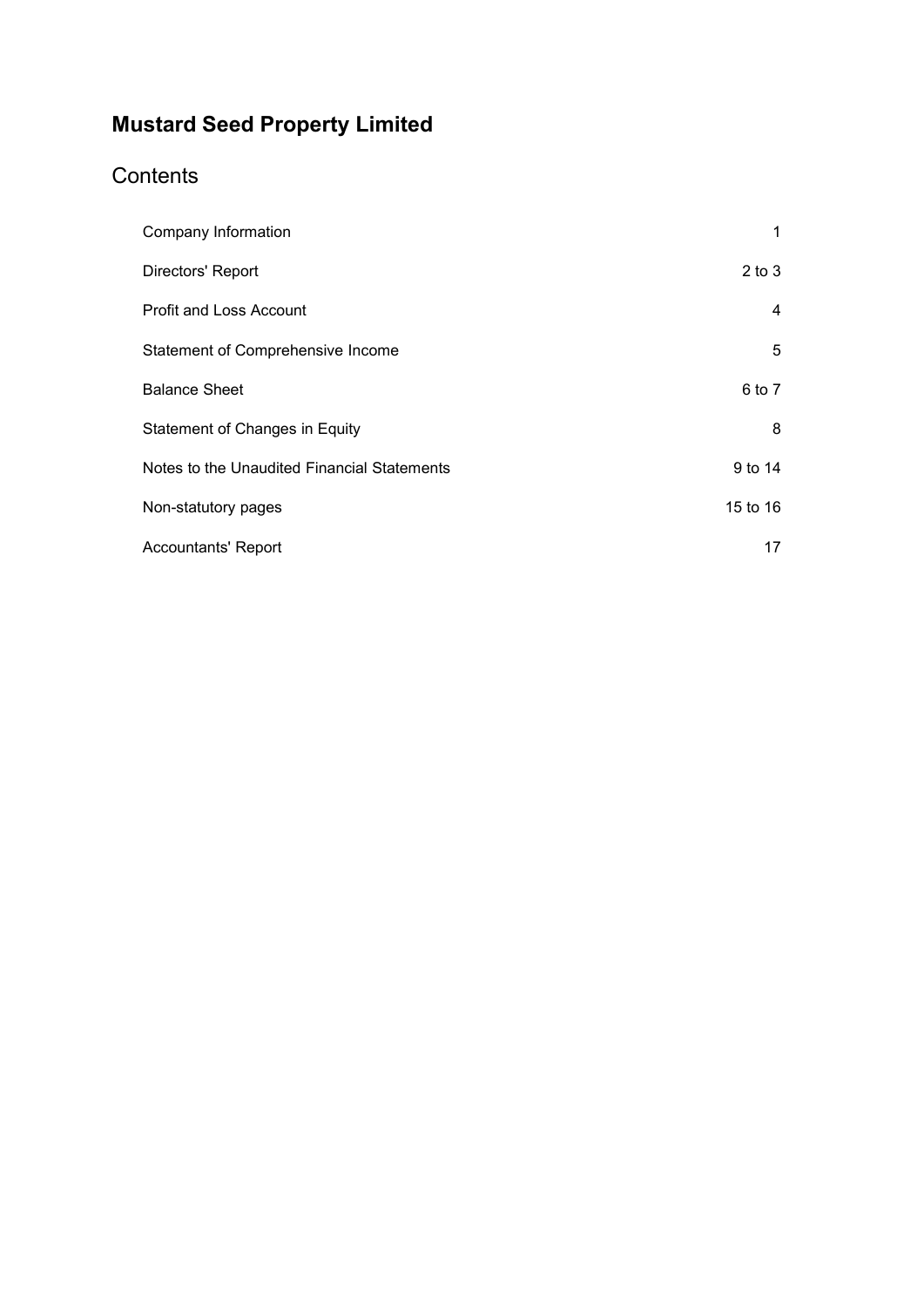# Mustard Seed Property Limited

## Contents

| | |
|---|---|
| Company Information | 1 |
| Directors' Report | 2 to 3 |
| Profit and Loss Account | 4 |
| Statement of Comprehensive Income | 5 |
| Balance Sheet | 6 to 7 |
| Statement of Changes in Equity | 8 |
| Notes to the Unaudited Financial Statements | 9 to 14 |
| Non-statutory pages | 15 to 16 |
| Accountants' Report | 17 |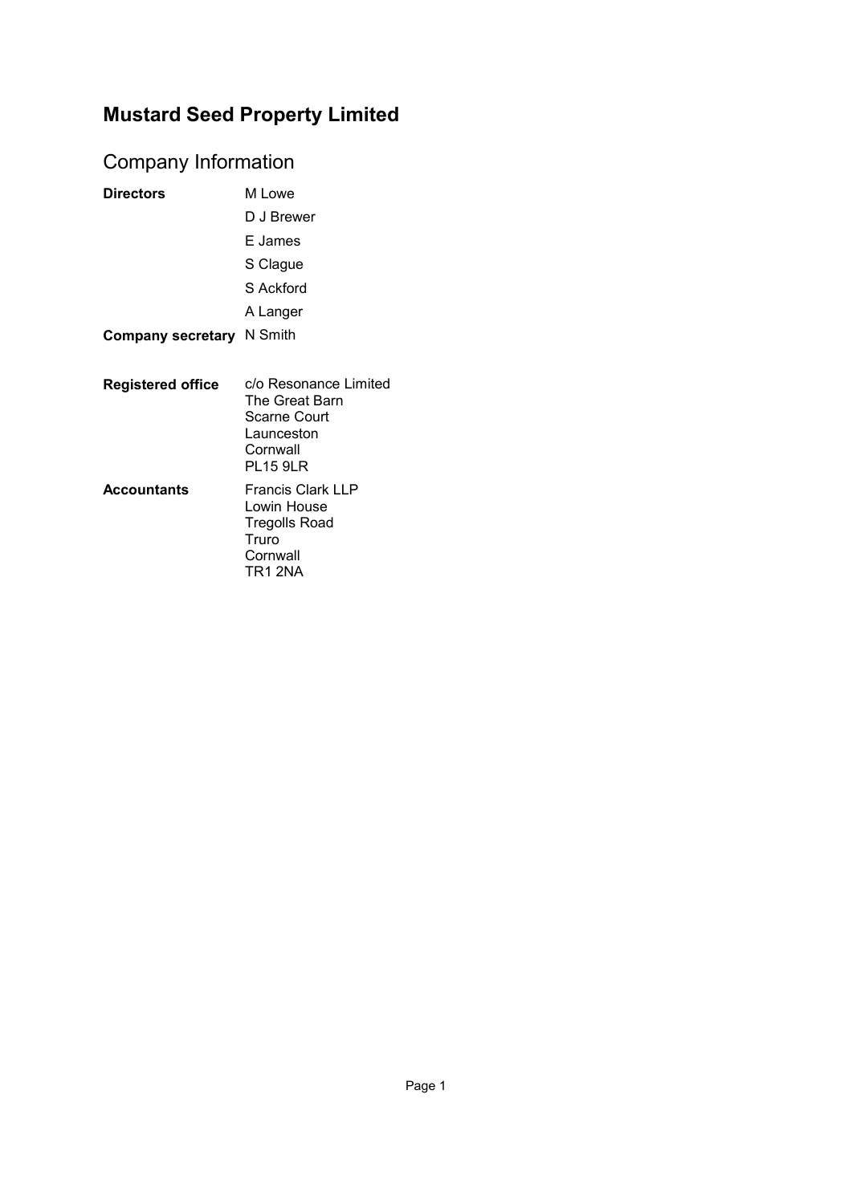# Mustard Seed Property Limited

## Company Information

| | |
|---|---|
| **Directors** | M Lowe |
| | D J Brewer |
| | E James |
| | S Clague |
| | S Ackford |
| | A Langer |
| **Company secretary** | N Smith |
| **Registered office** | c/o Resonance Limited<br>The Great Barn<br>Scarne Court<br>Launceston<br>Cornwall<br>PL15 9LR |
| **Accountants** | Francis Clark LLP<br>Lowin House<br>Tregolls Road<br>Truro<br>Cornwall<br>TR1 2NA |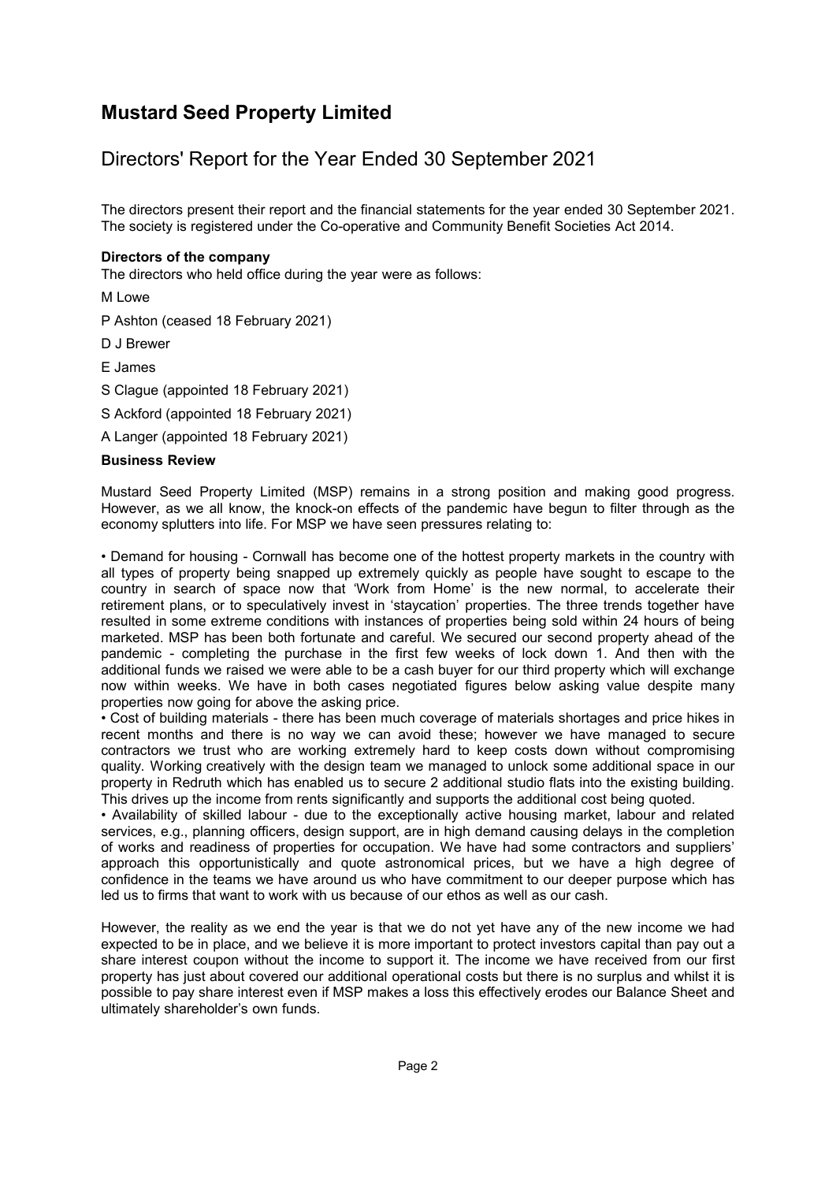# Mustard Seed Property Limited

## Directors' Report for the Year Ended 30 September 2021

The directors present their report and the financial statements for the year ended 30 September 2021. The society is registered under the Co-operative and Community Benefit Societies Act 2014.

**Directors of the company**

The directors who held office during the year were as follows:

M Lowe

P Ashton (ceased 18 February 2021)

D J Brewer

E James

S Clague (appointed 18 February 2021)

S Ackford (appointed 18 February 2021)

A Langer (appointed 18 February 2021)

**Business Review**

Mustard Seed Property Limited (MSP) remains in a strong position and making good progress. However, as we all know, the knock-on effects of the pandemic have begun to filter through as the economy splutters into life. For MSP we have seen pressures relating to:

• Demand for housing - Cornwall has become one of the hottest property markets in the country with all types of property being snapped up extremely quickly as people have sought to escape to the country in search of space now that 'Work from Home' is the new normal, to accelerate their retirement plans, or to speculatively invest in 'staycation' properties. The three trends together have resulted in some extreme conditions with instances of properties being sold within 24 hours of being marketed. MSP has been both fortunate and careful. We secured our second property ahead of the pandemic - completing the purchase in the first few weeks of lock down 1. And then with the additional funds we raised we were able to be a cash buyer for our third property which will exchange now within weeks. We have in both cases negotiated figures below asking value despite many properties now going for above the asking price.

• Cost of building materials - there has been much coverage of materials shortages and price hikes in recent months and there is no way we can avoid these; however we have managed to secure contractors we trust who are working extremely hard to keep costs down without compromising quality. Working creatively with the design team we managed to unlock some additional space in our property in Redruth which has enabled us to secure 2 additional studio flats into the existing building. This drives up the income from rents significantly and supports the additional cost being quoted.

• Availability of skilled labour - due to the exceptionally active housing market, labour and related services, e.g., planning officers, design support, are in high demand causing delays in the completion of works and readiness of properties for occupation. We have had some contractors and suppliers' approach this opportunistically and quote astronomical prices, but we have a high degree of confidence in the teams we have around us who have commitment to our deeper purpose which has led us to firms that want to work with us because of our ethos as well as our cash.

However, the reality as we end the year is that we do not yet have any of the new income we had expected to be in place, and we believe it is more important to protect investors capital than pay out a share interest coupon without the income to support it. The income we have received from our first property has just about covered our additional operational costs but there is no surplus and whilst it is possible to pay share interest even if MSP makes a loss this effectively erodes our Balance Sheet and ultimately shareholder's own funds.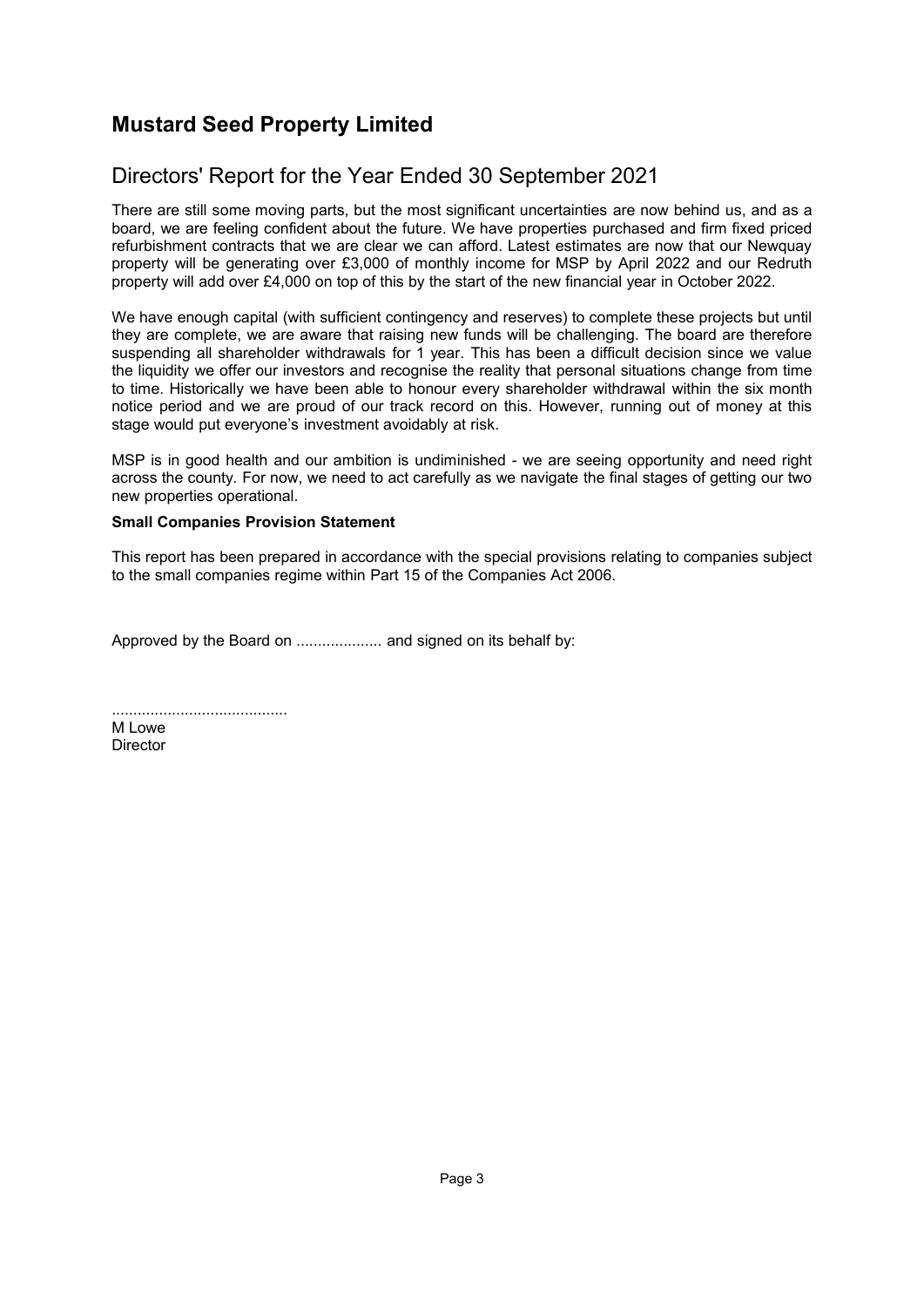# Mustard Seed Property Limited

## Directors' Report for the Year Ended 30 September 2021

There are still some moving parts, but the most significant uncertainties are now behind us, and as a board, we are feeling confident about the future. We have properties purchased and firm fixed priced refurbishment contracts that we are clear we can afford. Latest estimates are now that our Newquay property will be generating over £3,000 of monthly income for MSP by April 2022 and our Redruth property will add over £4,000 on top of this by the start of the new financial year in October 2022.

We have enough capital (with sufficient contingency and reserves) to complete these projects but until they are complete, we are aware that raising new funds will be challenging. The board are therefore suspending all shareholder withdrawals for 1 year. This has been a difficult decision since we value the liquidity we offer our investors and recognise the reality that personal situations change from time to time. Historically we have been able to honour every shareholder withdrawal within the six month notice period and we are proud of our track record on this. However, running out of money at this stage would put everyone's investment avoidably at risk.

MSP is in good health and our ambition is undiminished - we are seeing opportunity and need right across the county. For now, we need to act carefully as we navigate the final stages of getting our two new properties operational.

**Small Companies Provision Statement**

This report has been prepared in accordance with the special provisions relating to companies subject to the small companies regime within Part 15 of the Companies Act 2006.

Approved by the Board on .................... and signed on its behalf by:

.........................................
M Lowe
Director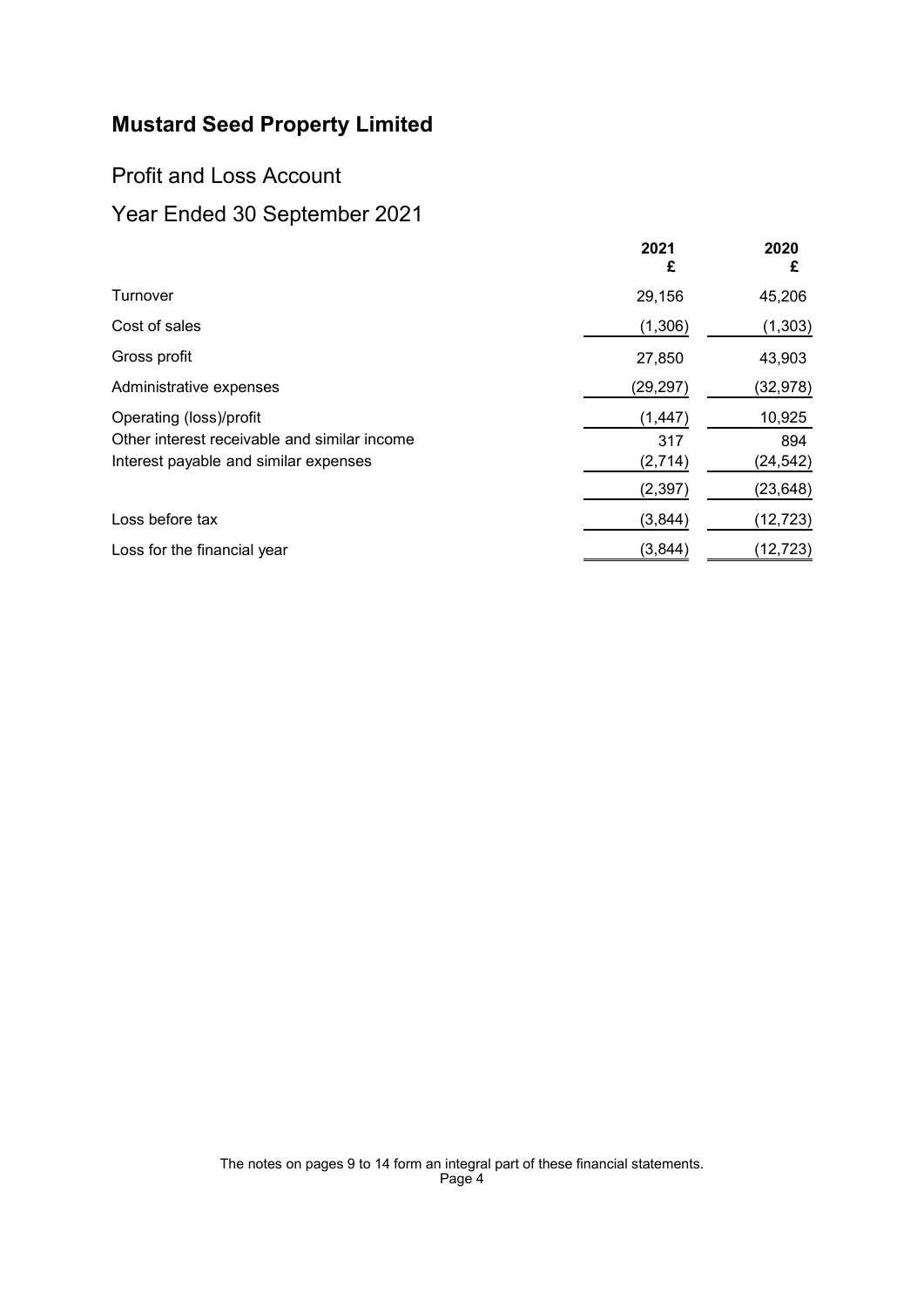# Mustard Seed Property Limited

## Profit and Loss Account

## Year Ended 30 September 2021

| | 2021<br>£ | 2020<br>£ |
|---|---|---|
| Turnover | 29,156 | 45,206 |
| Cost of sales | (1,306) | (1,303) |
| Gross profit | 27,850 | 43,903 |
| Administrative expenses | (29,297) | (32,978) |
| Operating (loss)/profit | (1,447) | 10,925 |
| Other interest receivable and similar income | 317 | 894 |
| Interest payable and similar expenses | (2,714) | (24,542) |
| | (2,397) | (23,648) |
| Loss before tax | (3,844) | (12,723) |
| Loss for the financial year | (3,844) | (12,723) |

The notes on pages 9 to 14 form an integral part of these financial statements.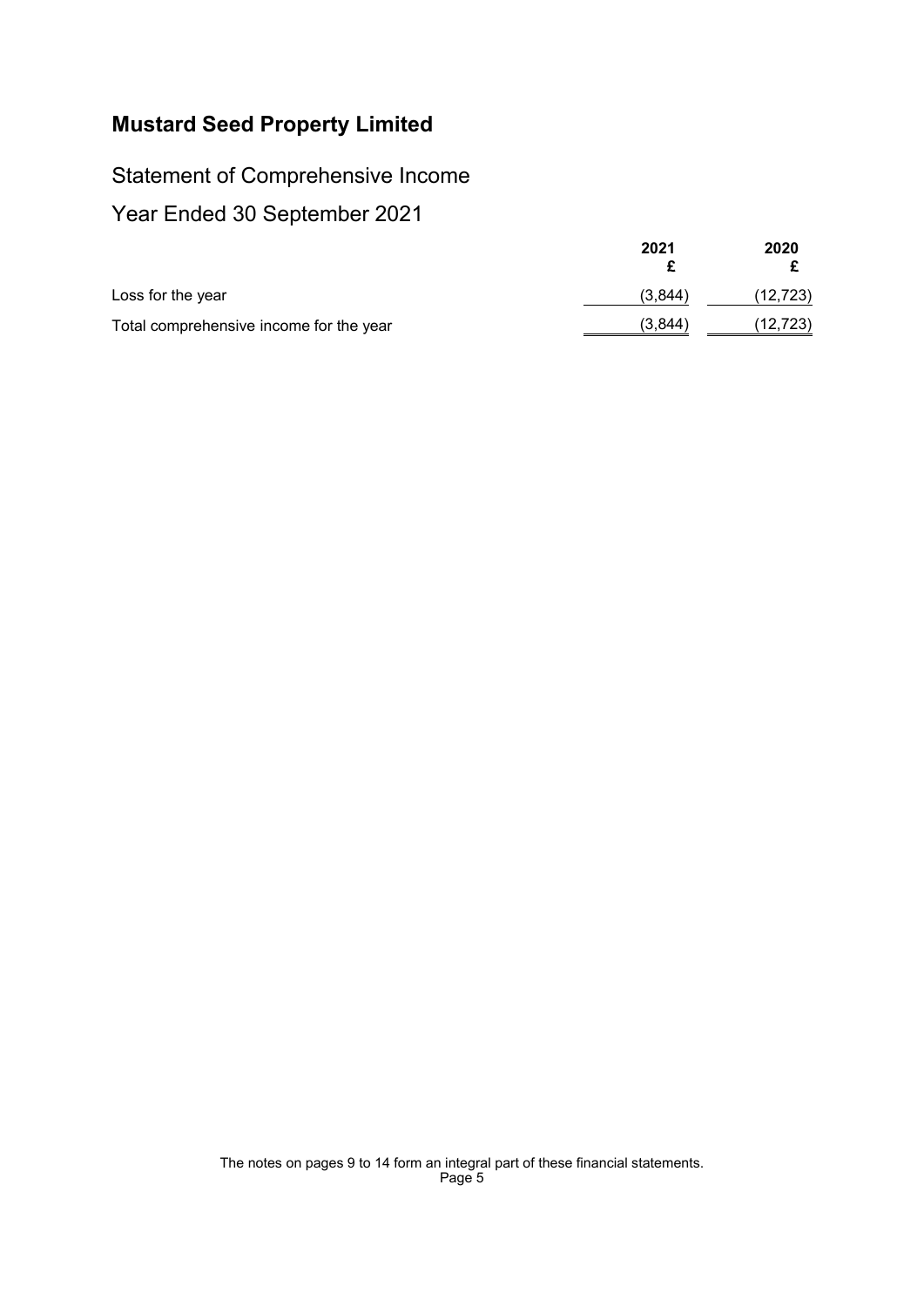# Mustard Seed Property Limited

## Statement of Comprehensive Income

## Year Ended 30 September 2021

| | 2021<br>£ | 2020<br>£ |
|---|---|---|
| Loss for the year | (3,844) | (12,723) |
| Total comprehensive income for the year | (3,844) | (12,723) |

The notes on pages 9 to 14 form an integral part of these financial statements.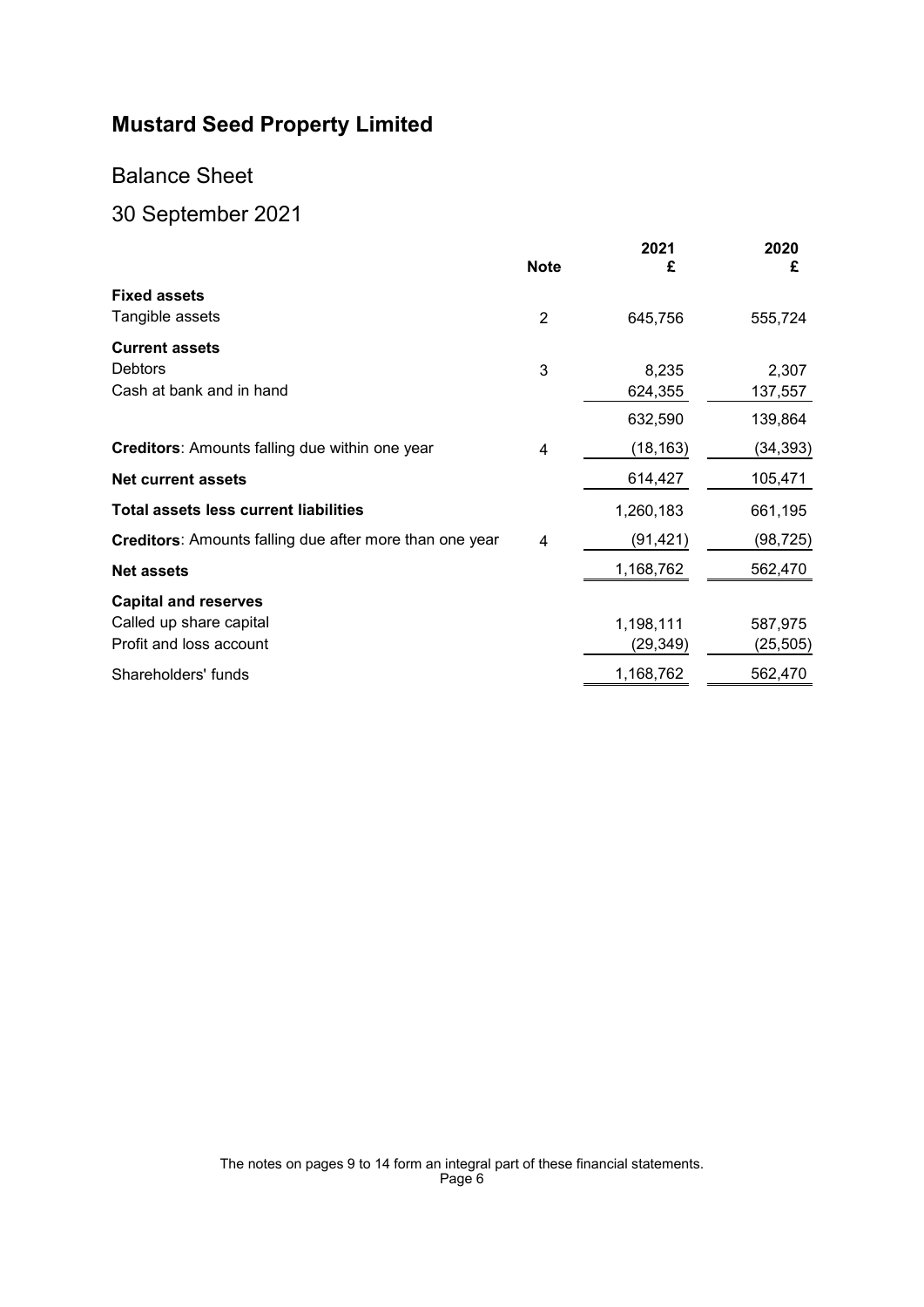# Mustard Seed Property Limited

## Balance Sheet

## 30 September 2021

| | Note | 2021<br>£ | 2020<br>£ |
|---|---|---|---|
| **Fixed assets** | | | |
| Tangible assets | 2 | 645,756 | 555,724 |
| **Current assets** | | | |
| Debtors | 3 | 8,235 | 2,307 |
| Cash at bank and in hand | | 624,355 | 137,557 |
| | | 632,590 | 139,864 |
| **Creditors**: Amounts falling due within one year | 4 | (18,163) | (34,393) |
| **Net current assets** | | 614,427 | 105,471 |
| **Total assets less current liabilities** | | 1,260,183 | 661,195 |
| **Creditors**: Amounts falling due after more than one year | 4 | (91,421) | (98,725) |
| **Net assets** | | 1,168,762 | 562,470 |
| **Capital and reserves** | | | |
| Called up share capital | | 1,198,111 | 587,975 |
| Profit and loss account | | (29,349) | (25,505) |
| Shareholders' funds | | 1,168,762 | 562,470 |

The notes on pages 9 to 14 form an integral part of these financial statements.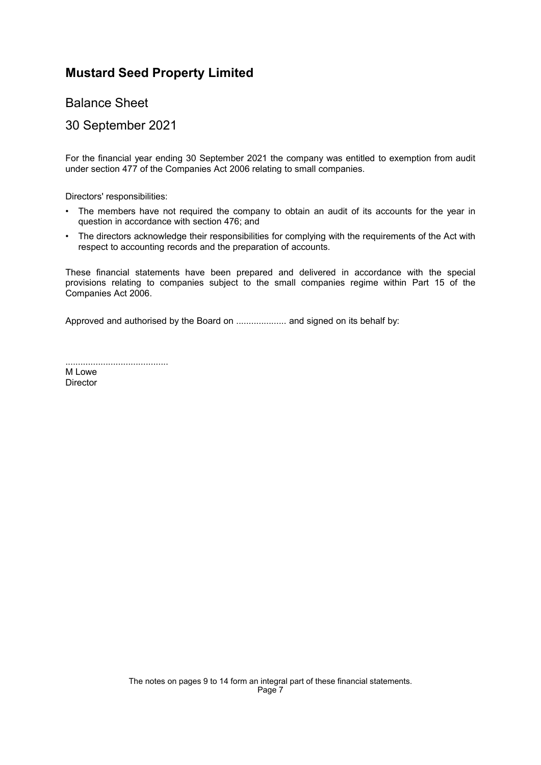# Mustard Seed Property Limited

## Balance Sheet

## 30 September 2021

For the financial year ending 30 September 2021 the company was entitled to exemption from audit under section 477 of the Companies Act 2006 relating to small companies.

Directors' responsibilities:

- The members have not required the company to obtain an audit of its accounts for the year in question in accordance with section 476; and
- The directors acknowledge their responsibilities for complying with the requirements of the Act with respect to accounting records and the preparation of accounts.

These financial statements have been prepared and delivered in accordance with the special provisions relating to companies subject to the small companies regime within Part 15 of the Companies Act 2006.

Approved and authorised by the Board on .................... and signed on its behalf by:

.........................................
M Lowe
Director

The notes on pages 9 to 14 form an integral part of these financial statements.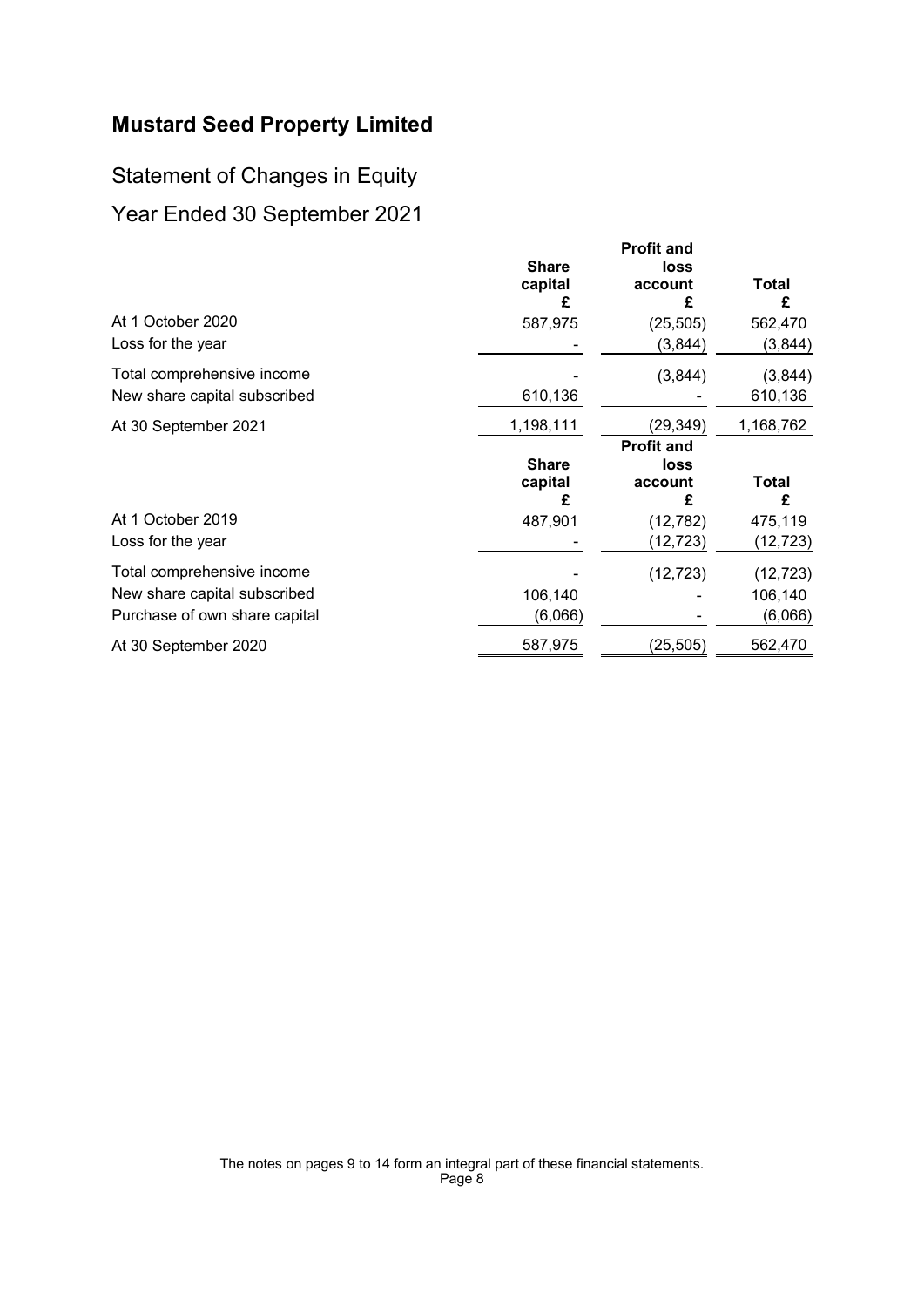# Mustard Seed Property Limited

## Statement of Changes in Equity

## Year Ended 30 September 2021

| | Share capital £ | Profit and loss account £ | Total £ |
|---|---|---|---|
| At 1 October 2020 | 587,975 | (25,505) | 562,470 |
| Loss for the year | - | (3,844) | (3,844) |
| Total comprehensive income | - | (3,844) | (3,844) |
| New share capital subscribed | 610,136 | - | 610,136 |
| At 30 September 2021 | 1,198,111 | (29,349) | 1,168,762 |

| | Share capital £ | Profit and loss account £ | Total £ |
|---|---|---|---|
| At 1 October 2019 | 487,901 | (12,782) | 475,119 |
| Loss for the year | - | (12,723) | (12,723) |
| Total comprehensive income | - | (12,723) | (12,723) |
| New share capital subscribed | 106,140 | - | 106,140 |
| Purchase of own share capital | (6,066) | - | (6,066) |
| At 30 September 2020 | 587,975 | (25,505) | 562,470 |

The notes on pages 9 to 14 form an integral part of these financial statements.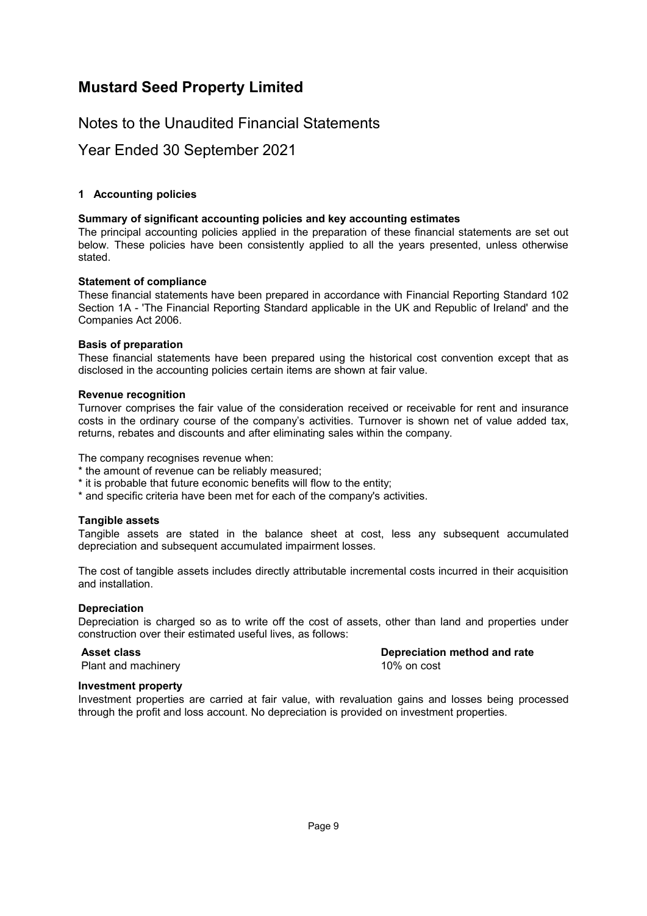# Mustard Seed Property Limited

## Notes to the Unaudited Financial Statements

## Year Ended 30 September 2021

### 1 Accounting policies

**Summary of significant accounting policies and key accounting estimates**

The principal accounting policies applied in the preparation of these financial statements are set out below. These policies have been consistently applied to all the years presented, unless otherwise stated.

**Statement of compliance**

These financial statements have been prepared in accordance with Financial Reporting Standard 102 Section 1A - 'The Financial Reporting Standard applicable in the UK and Republic of Ireland' and the Companies Act 2006.

**Basis of preparation**

These financial statements have been prepared using the historical cost convention except that as disclosed in the accounting policies certain items are shown at fair value.

**Revenue recognition**

Turnover comprises the fair value of the consideration received or receivable for rent and insurance costs in the ordinary course of the company's activities. Turnover is shown net of value added tax, returns, rebates and discounts and after eliminating sales within the company.

The company recognises revenue when:

* the amount of revenue can be reliably measured;
* it is probable that future economic benefits will flow to the entity;
* and specific criteria have been met for each of the company's activities.

**Tangible assets**

Tangible assets are stated in the balance sheet at cost, less any subsequent accumulated depreciation and subsequent accumulated impairment losses.

The cost of tangible assets includes directly attributable incremental costs incurred in their acquisition and installation.

**Depreciation**

Depreciation is charged so as to write off the cost of assets, other than land and properties under construction over their estimated useful lives, as follows:

| Asset class | Depreciation method and rate |
|---|---|
| Plant and machinery | 10% on cost |

**Investment property**

Investment properties are carried at fair value, with revaluation gains and losses being processed through the profit and loss account. No depreciation is provided on investment properties.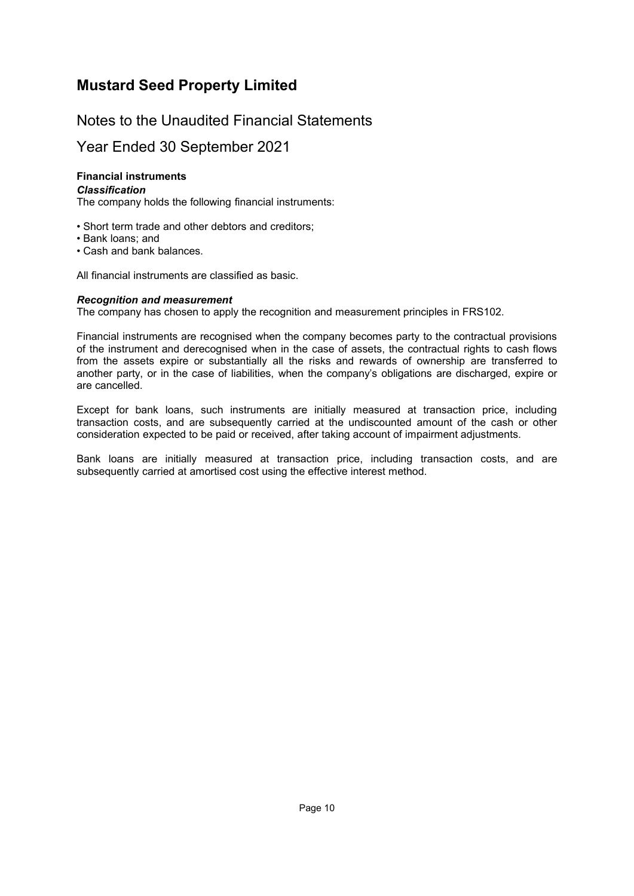# Mustard Seed Property Limited

## Notes to the Unaudited Financial Statements

## Year Ended 30 September 2021

**Financial instruments**

***Classification***

The company holds the following financial instruments:

- Short term trade and other debtors and creditors;
- Bank loans; and
- Cash and bank balances.

All financial instruments are classified as basic.

***Recognition and measurement***

The company has chosen to apply the recognition and measurement principles in FRS102.

Financial instruments are recognised when the company becomes party to the contractual provisions of the instrument and derecognised when in the case of assets, the contractual rights to cash flows from the assets expire or substantially all the risks and rewards of ownership are transferred to another party, or in the case of liabilities, when the company's obligations are discharged, expire or are cancelled.

Except for bank loans, such instruments are initially measured at transaction price, including transaction costs, and are subsequently carried at the undiscounted amount of the cash or other consideration expected to be paid or received, after taking account of impairment adjustments.

Bank loans are initially measured at transaction price, including transaction costs, and are subsequently carried at amortised cost using the effective interest method.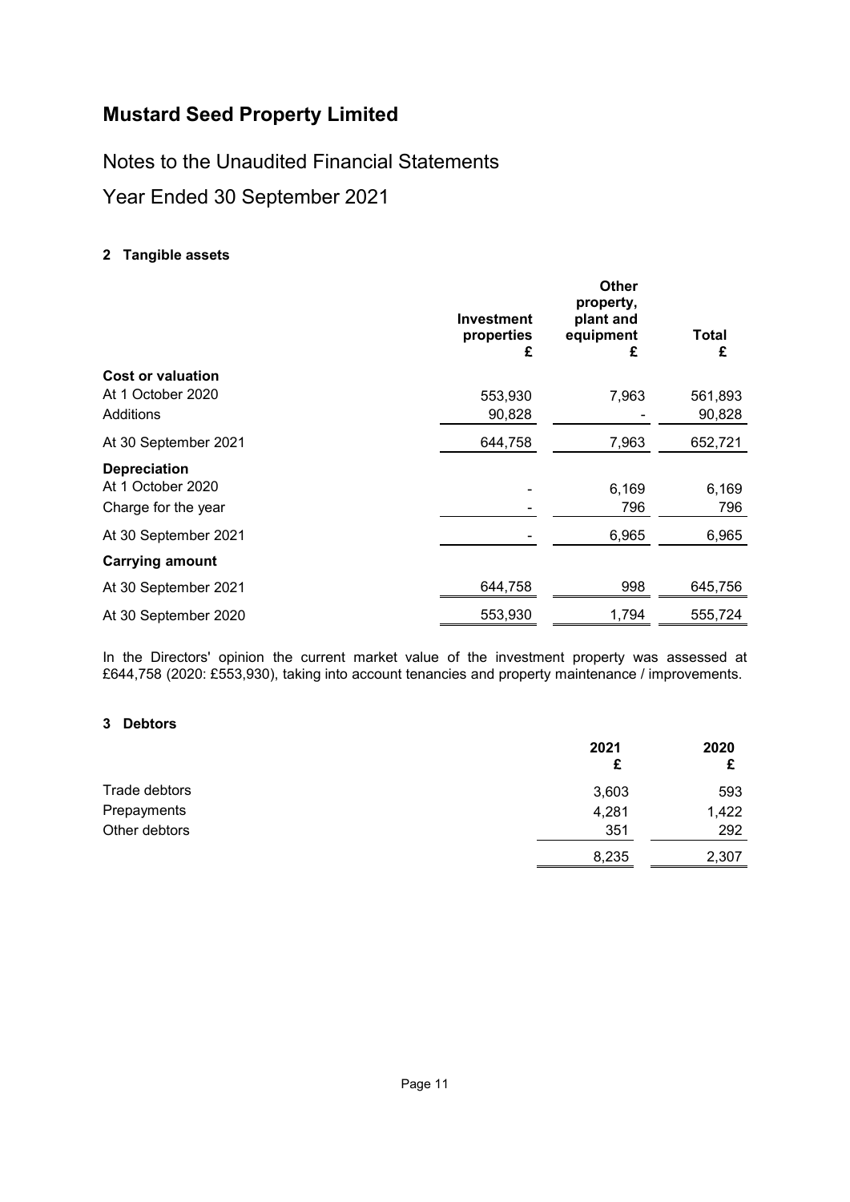# Mustard Seed Property Limited

## Notes to the Unaudited Financial Statements

## Year Ended 30 September 2021

### 2 Tangible assets

| | Investment properties £ | Other property, plant and equipment £ | Total £ |
|---|---|---|---|
| **Cost or valuation** | | | |
| At 1 October 2020 | 553,930 | 7,963 | 561,893 |
| Additions | 90,828 | - | 90,828 |
| At 30 September 2021 | 644,758 | 7,963 | 652,721 |
| **Depreciation** | | | |
| At 1 October 2020 | - | 6,169 | 6,169 |
| Charge for the year | - | 796 | 796 |
| At 30 September 2021 | - | 6,965 | 6,965 |
| **Carrying amount** | | | |
| At 30 September 2021 | 644,758 | 998 | 645,756 |
| At 30 September 2020 | 553,930 | 1,794 | 555,724 |

In the Directors' opinion the current market value of the investment property was assessed at £644,758 (2020: £553,930), taking into account tenancies and property maintenance / improvements.

### 3 Debtors

| | 2021 £ | 2020 £ |
|---|---|---|
| Trade debtors | 3,603 | 593 |
| Prepayments | 4,281 | 1,422 |
| Other debtors | 351 | 292 |
| | 8,235 | 2,307 |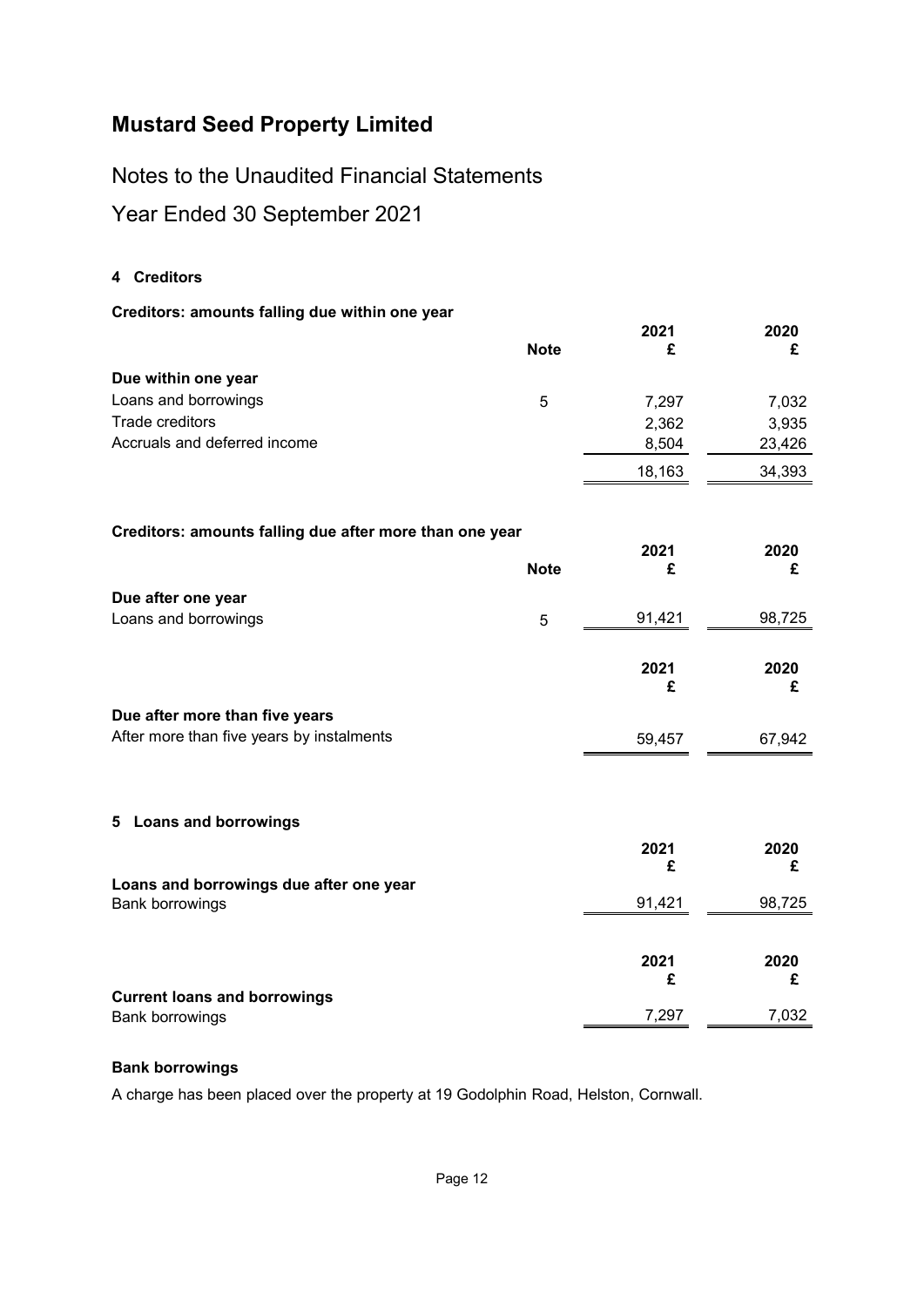# Mustard Seed Property Limited

## Notes to the Unaudited Financial Statements

## Year Ended 30 September 2021

### 4 Creditors

**Creditors: amounts falling due within one year**

| | Note | 2021<br>£ | 2020<br>£ |
|---|---|---|---|
| **Due within one year** | | | |
| Loans and borrowings | 5 | 7,297 | 7,032 |
| Trade creditors | | 2,362 | 3,935 |
| Accruals and deferred income | | 8,504 | 23,426 |
| | | 18,163 | 34,393 |

**Creditors: amounts falling due after more than one year**

| | Note | 2021<br>£ | 2020<br>£ |
|---|---|---|---|
| **Due after one year** | | | |
| Loans and borrowings | 5 | 91,421 | 98,725 |

| | 2021<br>£ | 2020<br>£ |
|---|---|---|
| **Due after more than five years** | | |
| After more than five years by instalments | 59,457 | 67,942 |

### 5 Loans and borrowings

| | 2021<br>£ | 2020<br>£ |
|---|---|---|
| **Loans and borrowings due after one year** | | |
| Bank borrowings | 91,421 | 98,725 |

| | 2021<br>£ | 2020<br>£ |
|---|---|---|
| **Current loans and borrowings** | | |
| Bank borrowings | 7,297 | 7,032 |

**Bank borrowings**

A charge has been placed over the property at 19 Godolphin Road, Helston, Cornwall.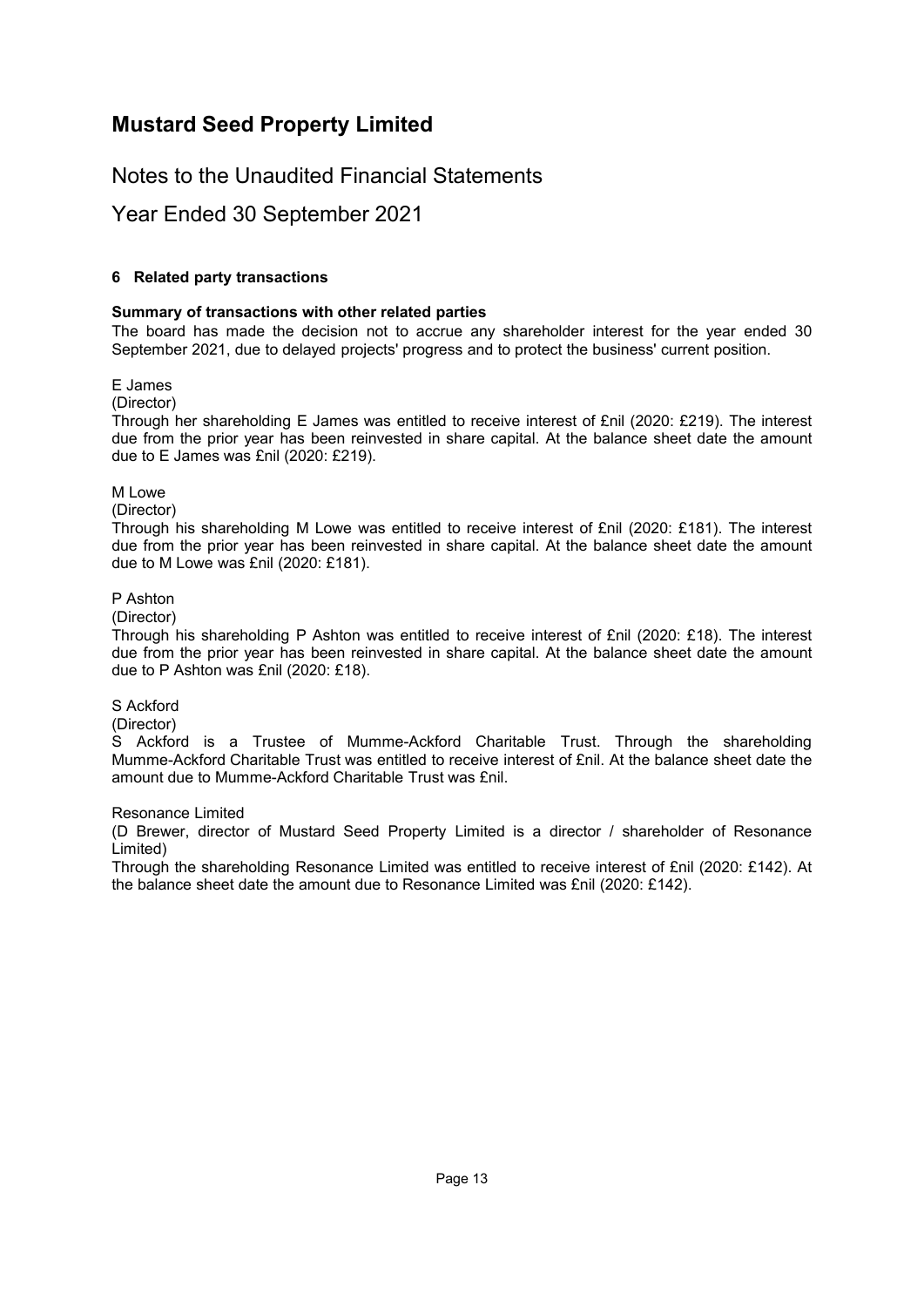# Mustard Seed Property Limited

## Notes to the Unaudited Financial Statements

## Year Ended 30 September 2021

### 6 Related party transactions

**Summary of transactions with other related parties**

The board has made the decision not to accrue any shareholder interest for the year ended 30 September 2021, due to delayed projects' progress and to protect the business' current position.

E James
(Director)
Through her shareholding E James was entitled to receive interest of £nil (2020: £219). The interest due from the prior year has been reinvested in share capital. At the balance sheet date the amount due to E James was £nil (2020: £219).

M Lowe
(Director)
Through his shareholding M Lowe was entitled to receive interest of £nil (2020: £181). The interest due from the prior year has been reinvested in share capital. At the balance sheet date the amount due to M Lowe was £nil (2020: £181).

P Ashton
(Director)
Through his shareholding P Ashton was entitled to receive interest of £nil (2020: £18). The interest due from the prior year has been reinvested in share capital. At the balance sheet date the amount due to P Ashton was £nil (2020: £18).

S Ackford
(Director)
S Ackford is a Trustee of Mumme-Ackford Charitable Trust. Through the shareholding Mumme-Ackford Charitable Trust was entitled to receive interest of £nil. At the balance sheet date the amount due to Mumme-Ackford Charitable Trust was £nil.

Resonance Limited
(D Brewer, director of Mustard Seed Property Limited is a director / shareholder of Resonance Limited)
Through the shareholding Resonance Limited was entitled to receive interest of £nil (2020: £142). At the balance sheet date the amount due to Resonance Limited was £nil (2020: £142).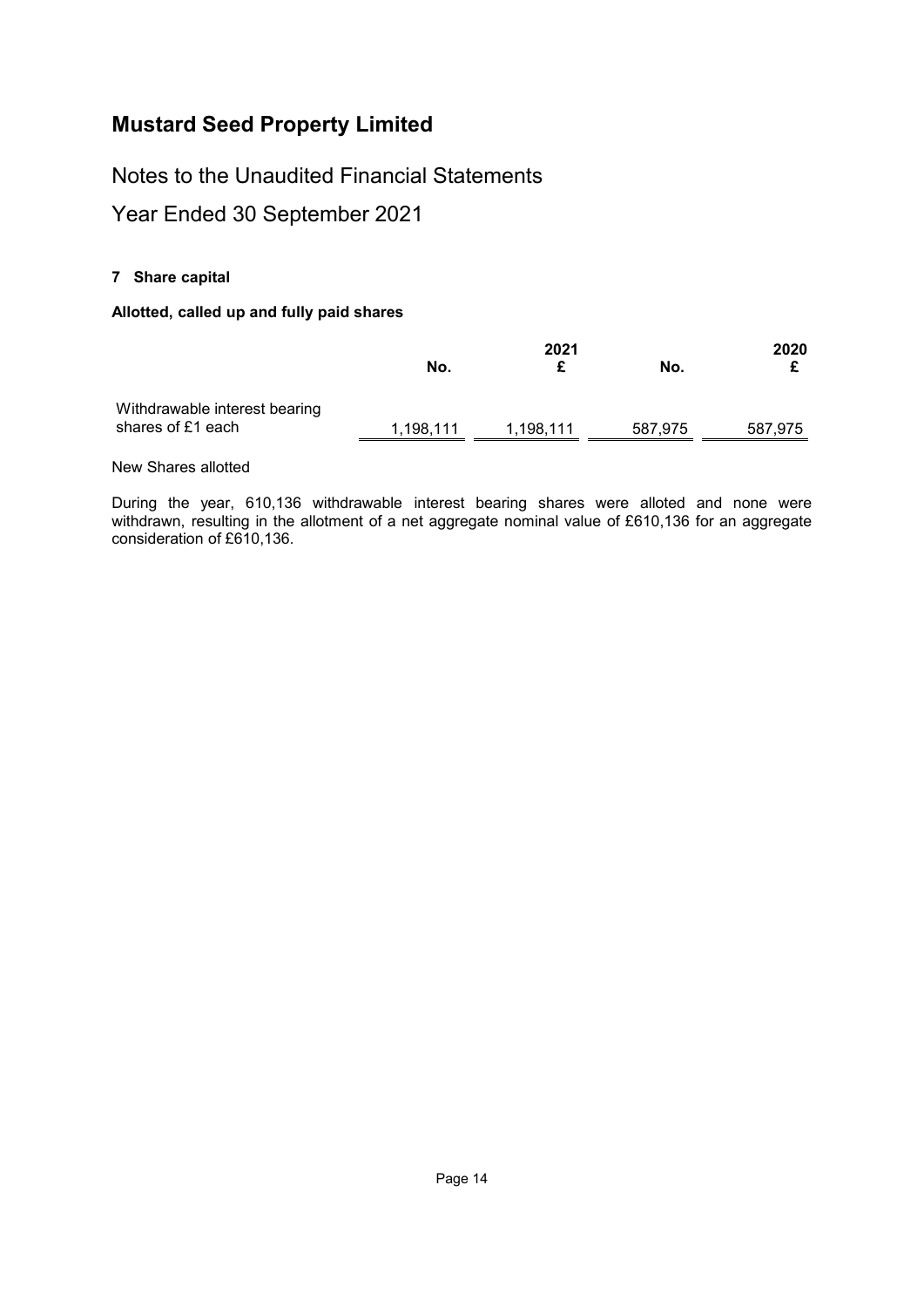# Mustard Seed Property Limited

## Notes to the Unaudited Financial Statements

## Year Ended 30 September 2021

### 7 Share capital

**Allotted, called up and fully paid shares**

| | 2021 No. | 2021 £ | 2020 No. | 2020 £ |
|---|---|---|---|---|
| Withdrawable interest bearing shares of £1 each | 1,198,111 | 1,198,111 | 587,975 | 587,975 |

New Shares allotted

During the year, 610,136 withdrawable interest bearing shares were alloted and none were withdrawn, resulting in the allotment of a net aggregate nominal value of £610,136 for an aggregate consideration of £610,136.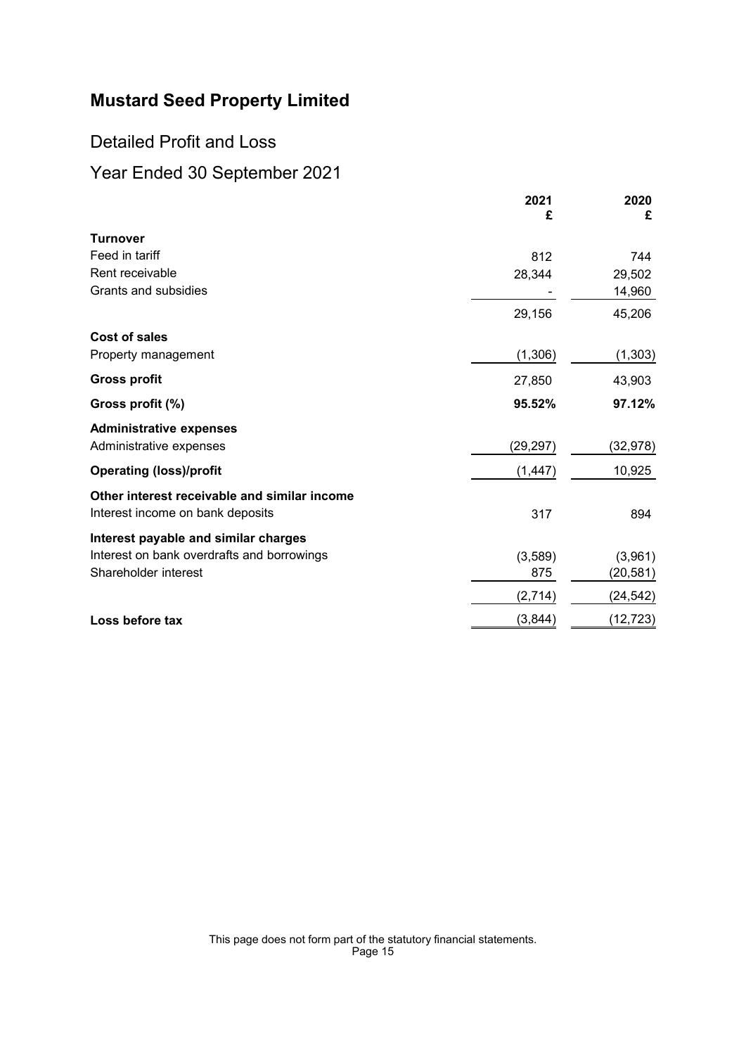# Mustard Seed Property Limited

## Detailed Profit and Loss

## Year Ended 30 September 2021

| | 2021<br>£ | 2020<br>£ |
|---|---|---|
| **Turnover** | | |
| Feed in tariff | 812 | 744 |
| Rent receivable | 28,344 | 29,502 |
| Grants and subsidies | - | 14,960 |
| | 29,156 | 45,206 |
| **Cost of sales** | | |
| Property management | (1,306) | (1,303) |
| **Gross profit** | 27,850 | 43,903 |
| **Gross profit (%)** | **95.52%** | **97.12%** |
| **Administrative expenses** | | |
| Administrative expenses | (29,297) | (32,978) |
| **Operating (loss)/profit** | (1,447) | 10,925 |
| **Other interest receivable and similar income** | | |
| Interest income on bank deposits | 317 | 894 |
| **Interest payable and similar charges** | | |
| Interest on bank overdrafts and borrowings | (3,589) | (3,961) |
| Shareholder interest | 875 | (20,581) |
| | (2,714) | (24,542) |
| **Loss before tax** | (3,844) | (12,723) |

This page does not form part of the statutory financial statements.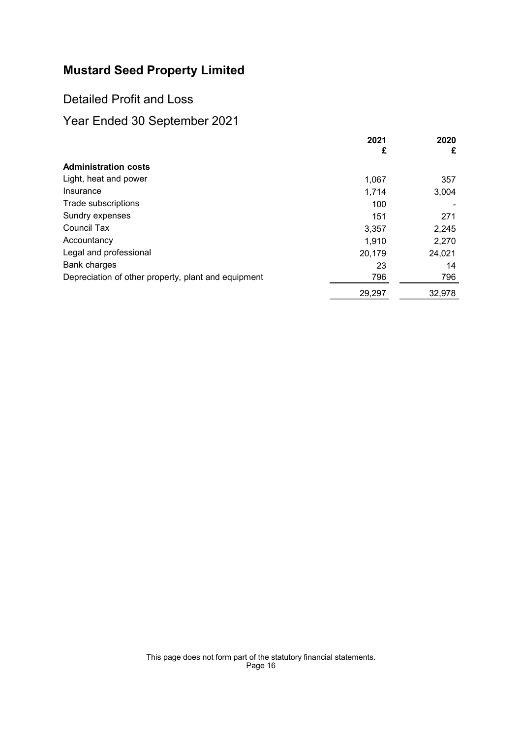# Mustard Seed Property Limited

## Detailed Profit and Loss

## Year Ended 30 September 2021

| | 2021 £ | 2020 £ |
|---|---|---|
| **Administration costs** | | |
| Light, heat and power | 1,067 | 357 |
| Insurance | 1,714 | 3,004 |
| Trade subscriptions | 100 | - |
| Sundry expenses | 151 | 271 |
| Council Tax | 3,357 | 2,245 |
| Accountancy | 1,910 | 2,270 |
| Legal and professional | 20,179 | 24,021 |
| Bank charges | 23 | 14 |
| Depreciation of other property, plant and equipment | 796 | 796 |
| | 29,297 | 32,978 |

This page does not form part of the statutory financial statements.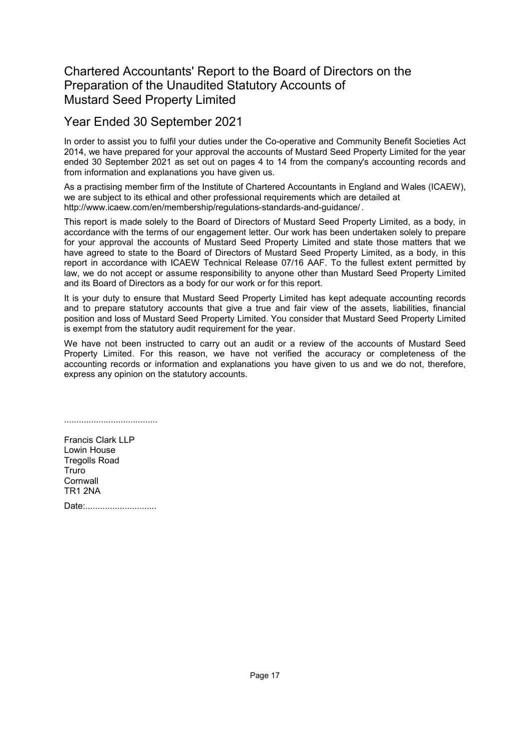# Chartered Accountants' Report to the Board of Directors on the Preparation of the Unaudited Statutory Accounts of Mustard Seed Property Limited

## Year Ended 30 September 2021

In order to assist you to fulfil your duties under the Co-operative and Community Benefit Societies Act 2014, we have prepared for your approval the accounts of Mustard Seed Property Limited for the year ended 30 September 2021 as set out on pages 4 to 14 from the company's accounting records and from information and explanations you have given us.

As a practising member firm of the Institute of Chartered Accountants in England and Wales (ICAEW), we are subject to its ethical and other professional requirements which are detailed at http://www.icaew.com/en/membership/regulations-standards-and-guidance/ .

This report is made solely to the Board of Directors of Mustard Seed Property Limited, as a body, in accordance with the terms of our engagement letter. Our work has been undertaken solely to prepare for your approval the accounts of Mustard Seed Property Limited and state those matters that we have agreed to state to the Board of Directors of Mustard Seed Property Limited, as a body, in this report in accordance with ICAEW Technical Release 07/16 AAF. To the fullest extent permitted by law, we do not accept or assume responsibility to anyone other than Mustard Seed Property Limited and its Board of Directors as a body for our work or for this report.

It is your duty to ensure that Mustard Seed Property Limited has kept adequate accounting records and to prepare statutory accounts that give a true and fair view of the assets, liabilities, financial position and loss of Mustard Seed Property Limited. You consider that Mustard Seed Property Limited is exempt from the statutory audit requirement for the year.

We have not been instructed to carry out an audit or a review of the accounts of Mustard Seed Property Limited. For this reason, we have not verified the accuracy or completeness of the accounting records or information and explanations you have given to us and we do not, therefore, express any opinion on the statutory accounts.

......................................

Francis Clark LLP
Lowin House
Tregolls Road
Truro
Cornwall
TR1 2NA

Date:.............................